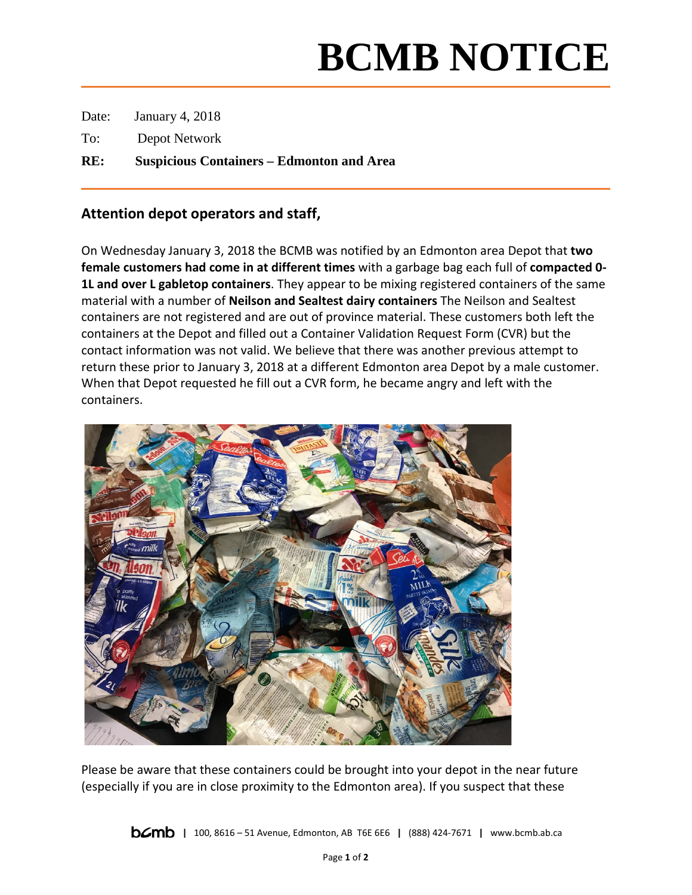# BCMB NOTICE

Date: January 4, 2018

To: Depot Network

**RE: Suspicious Containers – Edmonton and Area**

## Attention depot operators and staff,

On Wednesday January 3, 2018 the BCMB was notified by an Edmonton area Depot that **two female customers had come in at different times** with a garbage bag each full of **compacted 0-1L and over L gabletop containers**. They appear to be mixing registered containers of the same material with a number of **Neilson and Sealtest dairy containers** The Neilson and Sealtest containers are not registered and are out of province material. These customers both left the containers at the Depot and filled out a Container Validation Request Form (CVR) but the contact information was not valid. We believe that there was another previous attempt to return these prior to January 3, 2018 at a different Edmonton area Depot by a male customer. When that Depot requested he fill out a CVR form, he became angry and left with the containers.

Please be aware that these containers could be brought into your depot in the near future (especially if you are in close proximity to the Edmonton area). If you suspect that these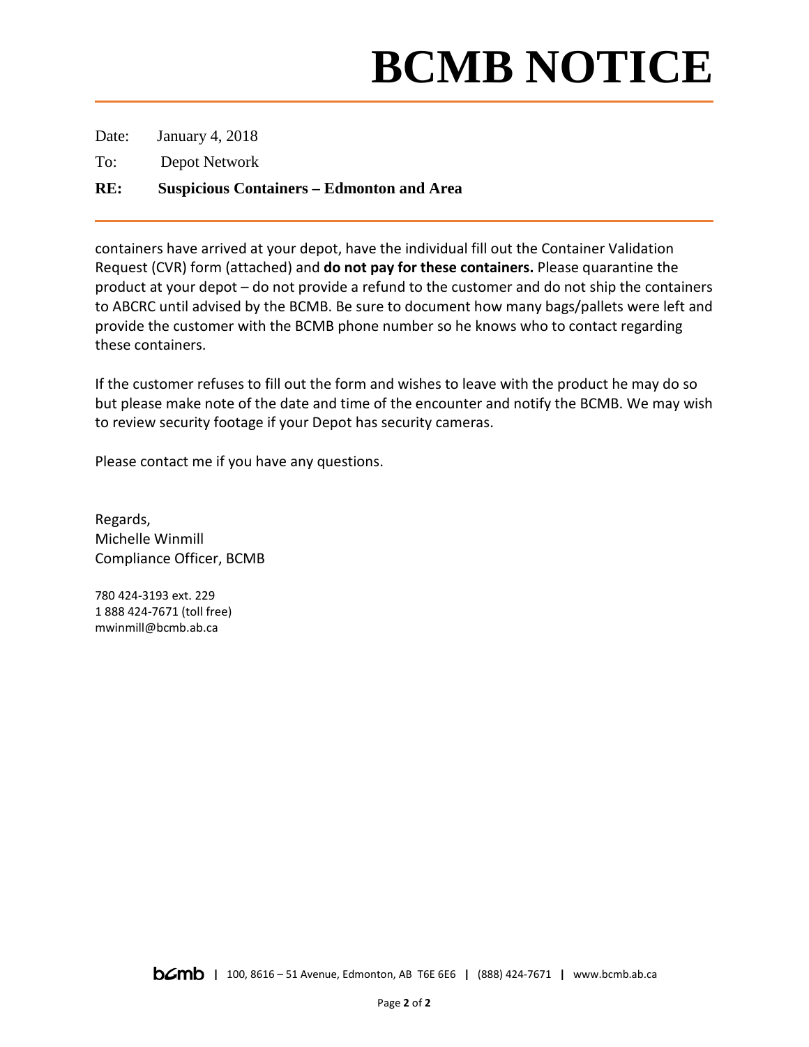# BCMB NOTICE

Date: January 4, 2018

To: Depot Network

**RE: Suspicious Containers – Edmonton and Area**

containers have arrived at your depot, have the individual fill out the Container Validation Request (CVR) form (attached) and **do not pay for these containers.** Please quarantine the product at your depot – do not provide a refund to the customer and do not ship the containers to ABCRC until advised by the BCMB. Be sure to document how many bags/pallets were left and provide the customer with the BCMB phone number so he knows who to contact regarding these containers.

If the customer refuses to fill out the form and wishes to leave with the product he may do so but please make note of the date and time of the encounter and notify the BCMB. We may wish to review security footage if your Depot has security cameras.

Please contact me if you have any questions.

Regards,
Michelle Winmill
Compliance Officer, BCMB

780 424-3193 ext. 229
1 888 424-7671 (toll free)
mwinmill@bcmb.ab.ca

bcmb | 100, 8616 – 51 Avenue, Edmonton, AB T6E 6E6 | (888) 424-7671 | www.bcmb.ab.ca